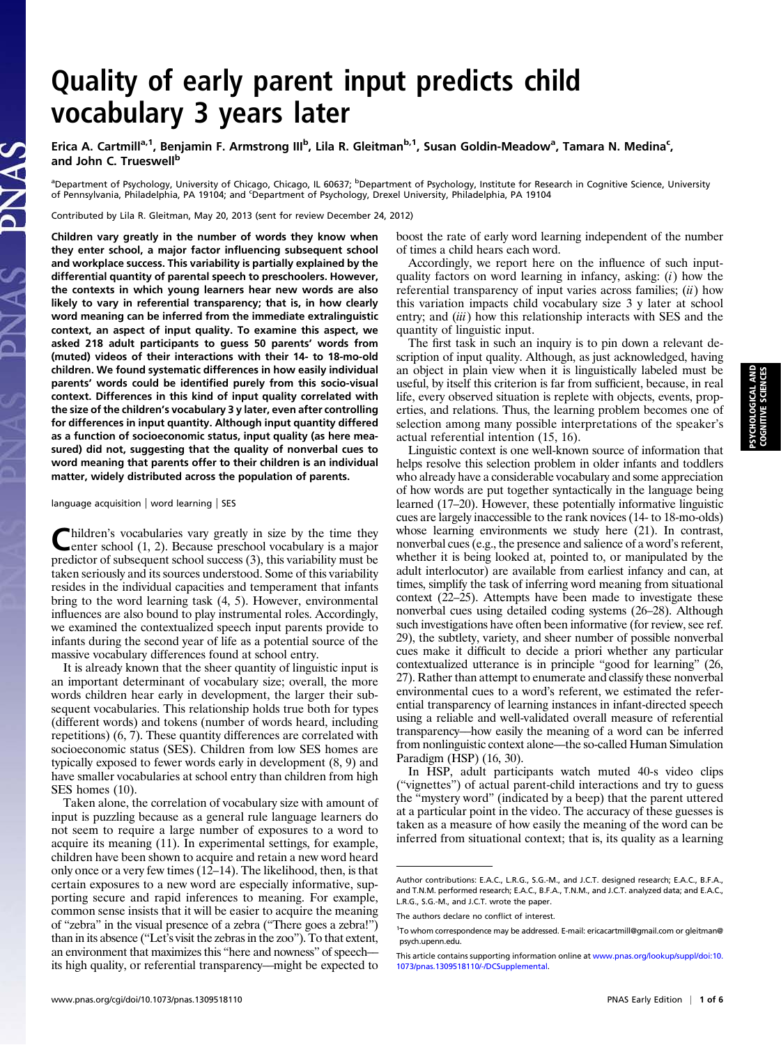# Quality of early parent input predicts child vocabulary 3 years later

Erica A. Cartmill[a,1], Benjamin F. Armstrong III[b], Lila R. Gleitman[b,1], Susan Goldin-Meadow[a], Tamara N. Medina[c], and John C. Trueswell[b]

[a]Department of Psychology, University of Chicago, Chicago, IL 60637; [b]Department of Psychology, Institute for Research in Cognitive Science, University of Pennsylvania, Philadelphia, PA 19104; and [c]Department of Psychology, Drexel University, Philadelphia, PA 19104

Contributed by Lila R. Gleitman, May 20, 2013 (sent for review December 24, 2012)

**Children vary greatly in the number of words they know when they enter school, a major factor influencing subsequent school and workplace success. This variability is partially explained by the differential quantity of parental speech to preschoolers. However, the contexts in which young learners hear new words are also likely to vary in referential transparency; that is, in how clearly word meaning can be inferred from the immediate extralinguistic context, an aspect of input quality. To examine this aspect, we asked 218 adult participants to guess 50 parents' words from (muted) videos of their interactions with their 14- to 18-mo-old children. We found systematic differences in how easily individual parents' words could be identified purely from this socio-visual context. Differences in this kind of input quality correlated with the size of the children's vocabulary 3 y later, even after controlling for differences in input quantity. Although input quantity differed as a function of socioeconomic status, input quality (as here measured) did not, suggesting that the quality of nonverbal cues to word meaning that parents offer to their children is an individual matter, widely distributed across the population of parents.**

language acquisition | word learning | SES

Children's vocabularies vary greatly in size by the time they enter school (1, 2). Because preschool vocabulary is a major predictor of subsequent school success (3), this variability must be taken seriously and its sources understood. Some of this variability resides in the individual capacities and temperament that infants bring to the word learning task (4, 5). However, environmental influences are also bound to play instrumental roles. Accordingly, we examined the contextualized speech input parents provide to infants during the second year of life as a potential source of the massive vocabulary differences found at school entry.

It is already known that the sheer quantity of linguistic input is an important determinant of vocabulary size; overall, the more words children hear early in development, the larger their subsequent vocabularies. This relationship holds true both for types (different words) and tokens (number of words heard, including repetitions) (6, 7). These quantity differences are correlated with socioeconomic status (SES). Children from low SES homes are typically exposed to fewer words early in development (8, 9) and have smaller vocabularies at school entry than children from high SES homes (10).

Taken alone, the correlation of vocabulary size with amount of input is puzzling because as a general rule language learners do not seem to require a large number of exposures to a word to acquire its meaning (11). In experimental settings, for example, children have been shown to acquire and retain a new word heard only once or a very few times (12–14). The likelihood, then, is that certain exposures to a new word are especially informative, supporting secure and rapid inferences to meaning. For example, common sense insists that it will be easier to acquire the meaning of "zebra" in the visual presence of a zebra ("There goes a zebra!") than in its absence ("Let's visit the zebras in the zoo"). To that extent, an environment that maximizes this "here and nowness" of speech—its high quality, or referential transparency—might be expected to boost the rate of early word learning independent of the number of times a child hears each word.

Accordingly, we report here on the influence of such input-quality factors on word learning in infancy, asking: (*i*) how the referential transparency of input varies across families; (*ii*) how this variation impacts child vocabulary size 3 y later at school entry; and (*iii*) how this relationship interacts with SES and the quantity of linguistic input.

The first task in such an inquiry is to pin down a relevant description of input quality. Although, as just acknowledged, having an object in plain view when it is linguistically labeled must be useful, by itself this criterion is far from sufficient, because, in real life, every observed situation is replete with objects, events, properties, and relations. Thus, the learning problem becomes one of selection among many possible interpretations of the speaker's actual referential intention (15, 16).

Linguistic context is one well-known source of information that helps resolve this selection problem in older infants and toddlers who already have a considerable vocabulary and some appreciation of how words are put together syntactically in the language being learned (17–20). However, these potentially informative linguistic cues are largely inaccessible to the rank novices (14- to 18-mo-olds) whose learning environments we study here (21). In contrast, nonverbal cues (e.g., the presence and salience of a word's referent, whether it is being looked at, pointed to, or manipulated by the adult interlocutor) are available from earliest infancy and can, at times, simplify the task of inferring word meaning from situational context (22–25). Attempts have been made to investigate these nonverbal cues using detailed coding systems (26–28). Although such investigations have often been informative (for review, see ref. 29), the subtlety, variety, and sheer number of possible nonverbal cues make it difficult to decide a priori whether any particular contextualized utterance is in principle "good for learning" (26, 27). Rather than attempt to enumerate and classify these nonverbal environmental cues to a word's referent, we estimated the referential transparency of learning instances in infant-directed speech using a reliable and well-validated overall measure of referential transparency—how easily the meaning of a word can be inferred from nonlinguistic context alone—the so-called Human Simulation Paradigm (HSP) (16, 30).

In HSP, adult participants watch muted 40-s video clips ("vignettes") of actual parent-child interactions and try to guess the "mystery word" (indicated by a beep) that the parent uttered at a particular point in the video. The accuracy of these guesses is taken as a measure of how easily the meaning of the word can be inferred from situational context; that is, its quality as a learning

Author contributions: E.A.C., L.R.G., S.G.-M., and J.C.T. designed research; E.A.C., B.F.A., and T.N.M. performed research; E.A.C., B.F.A., T.N.M., and J.C.T. analyzed data; and E.A.C., L.R.G., S.G.-M., and J.C.T. wrote the paper.

The authors declare no conflict of interest.

[1]To whom correspondence may be addressed. E-mail: ericacartmill@gmail.com or gleitman@psych.upenn.edu.

This article contains supporting information online at www.pnas.org/lookup/suppl/doi:10.1073/pnas.1309518110/-/DCSupplemental.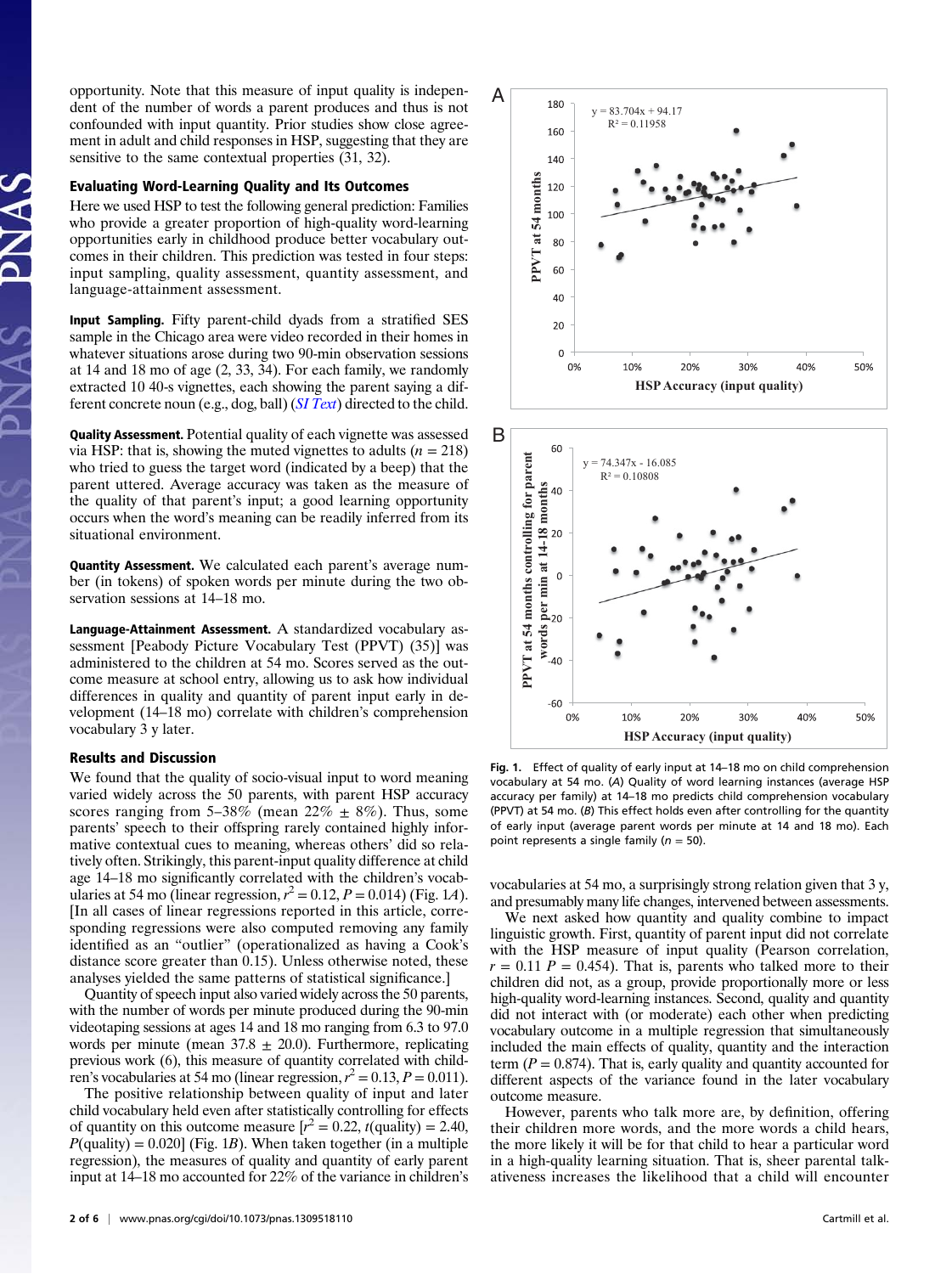opportunity. Note that this measure of input quality is independent of the number of words a parent produces and thus is not confounded with input quantity. Prior studies show close agreement in adult and child responses in HSP, suggesting that they are sensitive to the same contextual properties (31, 32).

### Evaluating Word-Learning Quality and Its Outcomes

Here we used HSP to test the following general prediction: Families who provide a greater proportion of high-quality word-learning opportunities early in childhood produce better vocabulary outcomes in their children. This prediction was tested in four steps: input sampling, quality assessment, quantity assessment, and language-attainment assessment.

**Input Sampling.** Fifty parent-child dyads from a stratified SES sample in the Chicago area were video recorded in their homes in whatever situations arose during two 90-min observation sessions at 14 and 18 mo of age (2, 33, 34). For each family, we randomly extracted 10 40-s vignettes, each showing the parent saying a different concrete noun (e.g., dog, ball) (*SI Text*) directed to the child.

**Quality Assessment.** Potential quality of each vignette was assessed via HSP: that is, showing the muted vignettes to adults ($n = 218$) who tried to guess the target word (indicated by a beep) that the parent uttered. Average accuracy was taken as the measure of the quality of that parent's input; a good learning opportunity occurs when the word's meaning can be readily inferred from its situational environment.

**Quantity Assessment.** We calculated each parent's average number (in tokens) of spoken words per minute during the two observation sessions at 14–18 mo.

**Language-Attainment Assessment.** A standardized vocabulary assessment [Peabody Picture Vocabulary Test (PPVT) (35)] was administered to the children at 54 mo. Scores served as the outcome measure at school entry, allowing us to ask how individual differences in quality and quantity of parent input early in development (14–18 mo) correlate with children's comprehension vocabulary 3 y later.

### Results and Discussion

We found that the quality of socio-visual input to word meaning varied widely across the 50 parents, with parent HSP accuracy scores ranging from 5–38% (mean 22% ± 8%). Thus, some parents' speech to their offspring rarely contained highly informative contextual cues to meaning, whereas others' did so relatively often. Strikingly, this parent-input quality difference at child age 14–18 mo significantly correlated with the children's vocabularies at 54 mo (linear regression, $r^2 = 0.12$, $P = 0.014$) (Fig. 1*A*). [In all cases of linear regressions reported in this article, corresponding regressions were also computed removing any family identified as an "outlier" (operationalized as having a Cook's distance score greater than 0.15). Unless otherwise noted, these analyses yielded the same patterns of statistical significance.]

Quantity of speech input also varied widely across the 50 parents, with the number of words per minute produced during the 90-min videotaping sessions at ages 14 and 18 mo ranging from 6.3 to 97.0 words per minute (mean 37.8 ± 20.0). Furthermore, replicating previous work (6), this measure of quantity correlated with children's vocabularies at 54 mo (linear regression, $r^2 = 0.13$, $P = 0.011$).

The positive relationship between quality of input and later child vocabulary held even after statistically controlling for effects of quantity on this outcome measure [$r^2 = 0.22$, $t(\text{quality}) = 2.40$, $P(\text{quality}) = 0.020$] (Fig. 1*B*). When taken together (in a multiple regression), the measures of quality and quantity of early parent input at 14–18 mo accounted for 22% of the variance in children's vocabularies at 54 mo, a surprisingly strong relation given that 3 y, and presumably many life changes, intervened between assessments.

We next asked how quantity and quality combine to impact linguistic growth. First, quantity of parent input did not correlate with the HSP measure of input quality (Pearson correlation, $r = 0.11$ $P = 0.454$). That is, parents who talked more to their children did not, as a group, provide proportionally more or less high-quality word-learning instances. Second, quality and quantity did not interact with (or moderate) each other when predicting vocabulary outcome in a multiple regression that simultaneously included the main effects of quality, quantity and the interaction term ($P = 0.874$). That is, early quality and quantity accounted for different aspects of the variance found in the later vocabulary outcome measure.

However, parents who talk more are, by definition, offering their children more words, and the more words a child hears, the more likely it will be for that child to hear a particular word in a high-quality learning situation. That is, sheer parental talkativeness increases the likelihood that a child will encounter

**Fig. 1.** Effect of quality of early input at 14–18 mo on child comprehension vocabulary at 54 mo. (*A*) Quality of word learning instances (average HSP accuracy per family) at 14–18 mo predicts child comprehension vocabulary (PPVT) at 54 mo. (*B*) This effect holds even after controlling for the quantity of early input (average parent words per minute at 14 and 18 mo). Each point represents a single family ($n = 50$).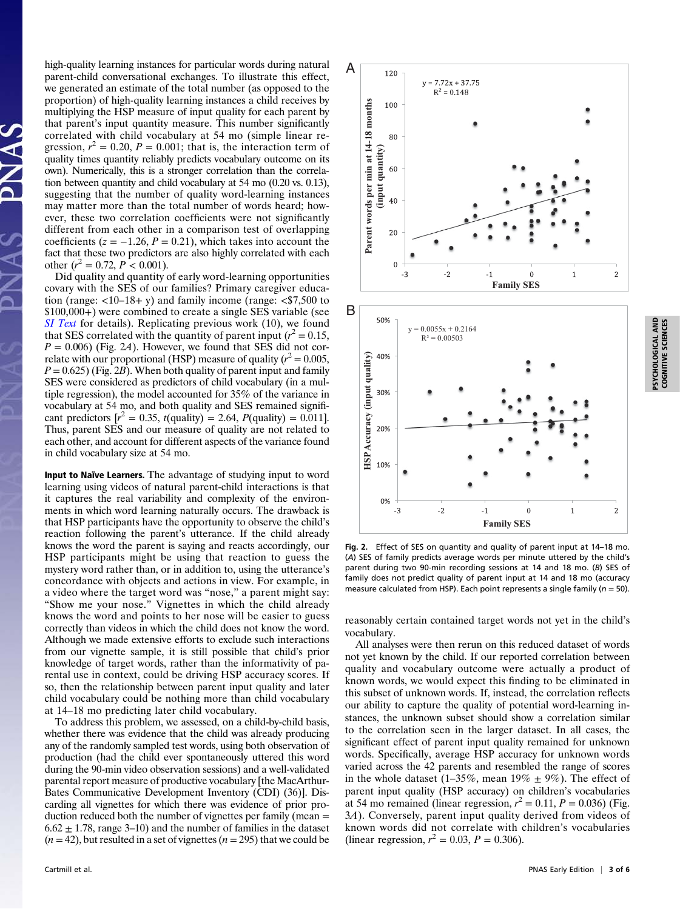high-quality learning instances for particular words during natural parent-child conversational exchanges. To illustrate this effect, we generated an estimate of the total number (as opposed to the proportion) of high-quality learning instances a child receives by multiplying the HSP measure of input quality for each parent by that parent's input quantity measure. This number significantly correlated with child vocabulary at 54 mo (simple linear regression, $r^2 = 0.20$, $P = 0.001$; that is, the interaction term of quality times quantity reliably predicts vocabulary outcome on its own). Numerically, this is a stronger correlation than the correlation between quantity and child vocabulary at 54 mo (0.20 vs. 0.13), suggesting that the number of quality word-learning instances may matter more than the total number of words heard; however, these two correlation coefficients were not significantly different from each other in a comparison test of overlapping coefficients ($z = -1.26$, $P = 0.21$), which takes into account the fact that these two predictors are also highly correlated with each other ($r^2 = 0.72$, $P < 0.001$).

Did quality and quantity of early word-learning opportunities covary with the SES of our families? Primary caregiver education (range: <10–18+ y) and family income (range: <$7,500 to $100,000+) were combined to create a single SES variable (see *SI Text* for details). Replicating previous work (10), we found that SES correlated with the quantity of parent input ($r^2 = 0.15$, $P = 0.006$) (Fig. 2*A*). However, we found that SES did not correlate with our proportional (HSP) measure of quality ($r^2 = 0.005$, $P = 0.625$) (Fig. 2*B*). When both quality of parent input and family SES were considered as predictors of child vocabulary (in a multiple regression), the model accounted for 35% of the variance in vocabulary at 54 mo, and both quality and SES remained significant predictors [$r^2 = 0.35$, $t(\text{quality}) = 2.64$, $P(\text{quality}) = 0.011$]. Thus, parent SES and our measure of quality are not related to each other, and account for different aspects of the variance found in child vocabulary size at 54 mo.

**Input to Naïve Learners.** The advantage of studying input to word learning using videos of natural parent-child interactions is that it captures the real variability and complexity of the environments in which word learning naturally occurs. The drawback is that HSP participants have the opportunity to observe the child's reaction following the parent's utterance. If the child already knows the word the parent is saying and reacts accordingly, our HSP participants might be using that reaction to guess the mystery word rather than, or in addition to, using the utterance's concordance with objects and actions in view. For example, in a video where the target word was "nose," a parent might say: "Show me your nose." Vignettes in which the child already knows the word and points to her nose will be easier to guess correctly than videos in which the child does not know the word. Although we made extensive efforts to exclude such interactions from our vignette sample, it is still possible that child's prior knowledge of target words, rather than the informativity of parental use in context, could be driving HSP accuracy scores. If so, then the relationship between parent input quality and later child vocabulary could be nothing more than child vocabulary at 14–18 mo predicting later child vocabulary.

To address this problem, we assessed, on a child-by-child basis, whether there was evidence that the child was already producing any of the randomly sampled test words, using both observation of production (had the child ever spontaneously uttered this word during the 90-min video observation sessions) and a well-validated parental report measure of productive vocabulary [the MacArthur-Bates Communicative Development Inventory (CDI) (36)]. Discarding all vignettes for which there was evidence of prior production reduced both the number of vignettes per family (mean = 6.62 ± 1.78, range 3–10) and the number of families in the dataset ($n = 42$), but resulted in a set of vignettes ($n = 295$) that we could be reasonably certain contained target words not yet in the child's vocabulary.

All analyses were then rerun on this reduced dataset of words not yet known by the child. If our reported correlation between quality and vocabulary outcome were actually a product of known words, we would expect this finding to be eliminated in this subset of unknown words. If, instead, the correlation reflects our ability to capture the quality of potential word-learning instances, the unknown subset should show a correlation similar to the correlation seen in the larger dataset. In all cases, the significant effect of parent input quality remained for unknown words. Specifically, average HSP accuracy for unknown words varied across the 42 parents and resembled the range of scores in the whole dataset (1–35%, mean 19% ± 9%). The effect of parent input quality (HSP accuracy) on children's vocabularies at 54 mo remained (linear regression, $r^2 = 0.11$, $P = 0.036$) (Fig. 3*A*). Conversely, parent input quality derived from videos of known words did not correlate with children's vocabularies (linear regression, $r^2 = 0.03$, $P = 0.306$).

**Fig. 2.** Effect of SES on quantity and quality of parent input at 14–18 mo. (*A*) SES of family predicts average words per minute uttered by the child's parent during two 90-min recording sessions at 14 and 18 mo. (*B*) SES of family does not predict quality of parent input at 14 and 18 mo (accuracy measure calculated from HSP). Each point represents a single family ($n = 50$).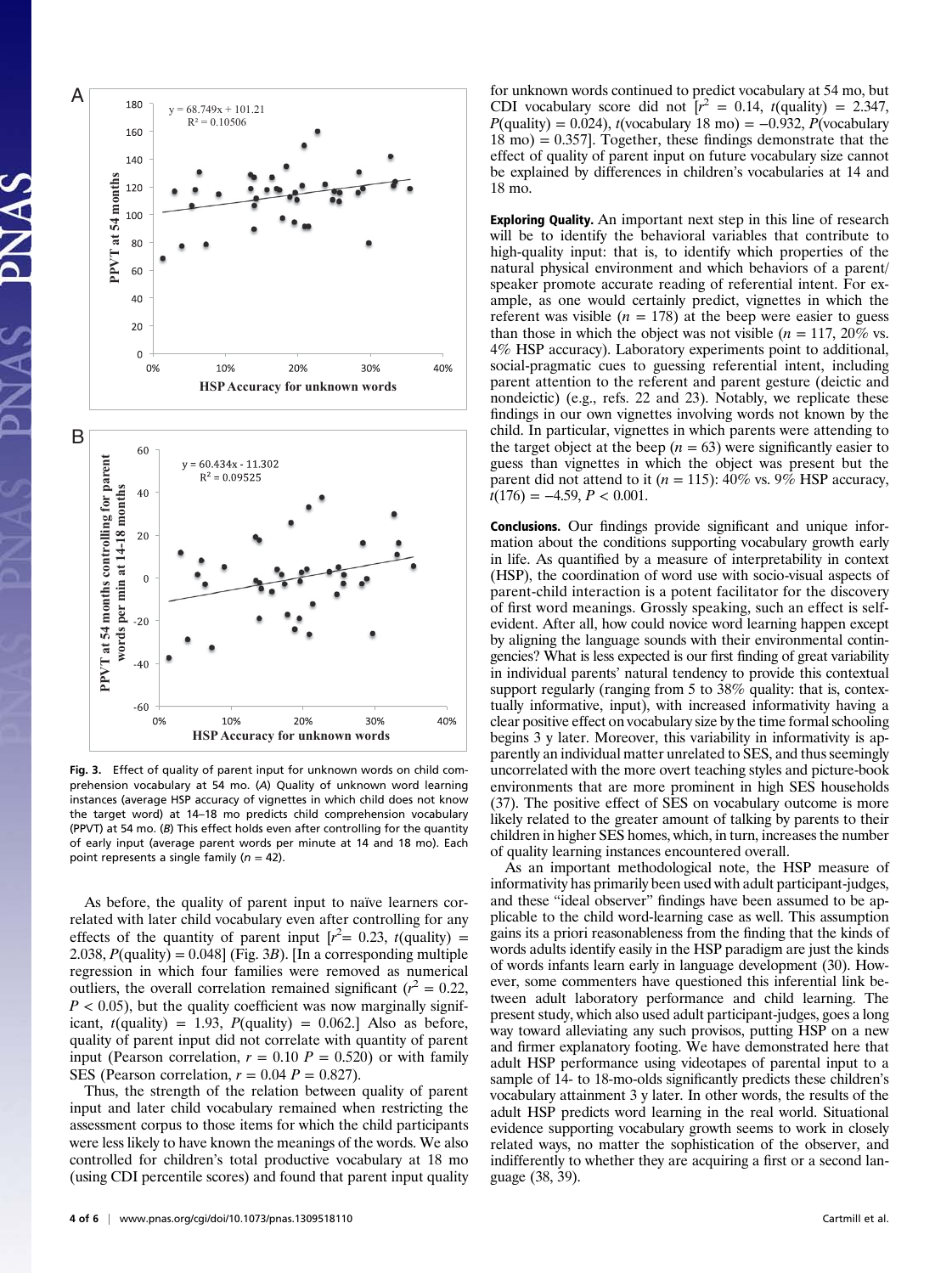A

y = 68.749x + 101.21
R² = 0.10506

PPVT at 54 months

HSP Accuracy for unknown words

180
160
140
120
100
80
60
40
20
0

0%
10%
20%
30%
40%

B

y = 60.434x - 11.302
R² = 0.09525

PPVT at 54 months controlling for parent words per min at 14-18 months

HSP Accuracy for unknown words

60
40
20
0
-20
-40
-60

0%
10%
20%
30%
40%

**Fig. 3.** Effect of quality of parent input for unknown words on child comprehension vocabulary at 54 mo. (*A*) Quality of unknown word learning instances (average HSP accuracy of vignettes in which child does not know the target word) at 14–18 mo predicts child comprehension vocabulary (PPVT) at 54 mo. (*B*) This effect holds even after controlling for the quantity of early input (average parent words per minute at 14 and 18 mo). Each point represents a single family ($n$ = 42).

As before, the quality of parent input to naïve learners correlated with later child vocabulary even after controlling for any effects of the quantity of parent input [$r^2$= 0.23, $t$(quality) = 2.038, $P$(quality) = 0.048] (Fig. 3*B*). [In a corresponding multiple regression in which four families were removed as numerical outliers, the overall correlation remained significant ($r^2$ = 0.22, $P$ < 0.05), but the quality coefficient was now marginally significant, $t$(quality) = 1.93, $P$(quality) = 0.062.] Also as before, quality of parent input did not correlate with quantity of parent input (Pearson correlation, $r$ = 0.10 $P$ = 0.520) or with family SES (Pearson correlation, $r$ = 0.04 $P$ = 0.827).

Thus, the strength of the relation between quality of parent input and later child vocabulary remained when restricting the assessment corpus to those items for which the child participants were less likely to have known the meanings of the words. We also controlled for children's total productive vocabulary at 18 mo (using CDI percentile scores) and found that parent input quality for unknown words continued to predict vocabulary at 54 mo, but CDI vocabulary score did not [$r^2$= 0.14, $t$(quality) = 2.347, $P$(quality) = 0.024), $t$(vocabulary 18 mo) = −0.932, $P$(vocabulary 18 mo) = 0.357]. Together, these findings demonstrate that the effect of quality of parent input on future vocabulary size cannot be explained by differences in children's vocabularies at 14 and 18 mo.

**Exploring Quality.** An important next step in this line of research will be to identify the behavioral variables that contribute to high-quality input: that is, to identify which properties of the natural physical environment and which behaviors of a parent/speaker promote accurate reading of referential intent. For example, as one would certainly predict, vignettes in which the referent was visible ($n$ = 178) at the beep were easier to guess than those in which the object was not visible ($n$ = 117, 20% vs. 4% HSP accuracy). Laboratory experiments point to additional, social-pragmatic cues to guessing referential intent, including parent attention to the referent and parent gesture (deictic and nondeictic) (e.g., refs. 22 and 23). Notably, we replicate these findings in our own vignettes involving words not known by the child. In particular, vignettes in which parents were attending to the target object at the beep ($n$ = 63) were significantly easier to guess than vignettes in which the object was present but the parent did not attend to it ($n$ = 115): 40% vs. 9% HSP accuracy, $t(176) = −4.59$, $P$ < 0.001.

**Conclusions.** Our findings provide significant and unique information about the conditions supporting vocabulary growth early in life. As quantified by a measure of interpretability in context (HSP), the coordination of word use with socio-visual aspects of parent-child interaction is a potent facilitator for the discovery of first word meanings. Grossly speaking, such an effect is self-evident. After all, how could novice word learning happen except by aligning the language sounds with their environmental contingencies? What is less expected is our first finding of great variability in individual parents' natural tendency to provide this contextual support regularly (ranging from 5 to 38% quality: that is, contextually informative, input), with increased informativity having a clear positive effect on vocabulary size by the time formal schooling begins 3 y later. Moreover, this variability in informativity is apparently an individual matter unrelated to SES, and thus seemingly uncorrelated with the more overt teaching styles and picture-book environments that are more prominent in high SES households (37). The positive effect of SES on vocabulary outcome is more likely related to the greater amount of talking by parents to their children in higher SES homes, which, in turn, increases the number of quality learning instances encountered overall.

As an important methodological note, the HSP measure of informativity has primarily been used with adult participant-judges, and these "ideal observer" findings have been assumed to be applicable to the child word-learning case as well. This assumption gains its a priori reasonableness from the finding that the kinds of words adults identify easily in the HSP paradigm are just the kinds of words infants learn early in language development (30). However, some commenters have questioned this inferential link between adult laboratory performance and child learning. The present study, which also used adult participant-judges, goes a long way toward alleviating any such provisos, putting HSP on a new and firmer explanatory footing. We have demonstrated here that adult HSP performance using videotapes of parental input to a sample of 14- to 18-mo-olds significantly predicts these children's vocabulary attainment 3 y later. In other words, the results of the adult HSP predicts word learning in the real world. Situational evidence supporting vocabulary growth seems to work in closely related ways, no matter the sophistication of the observer, and indifferently to whether they are acquiring a first or a second language (38, 39).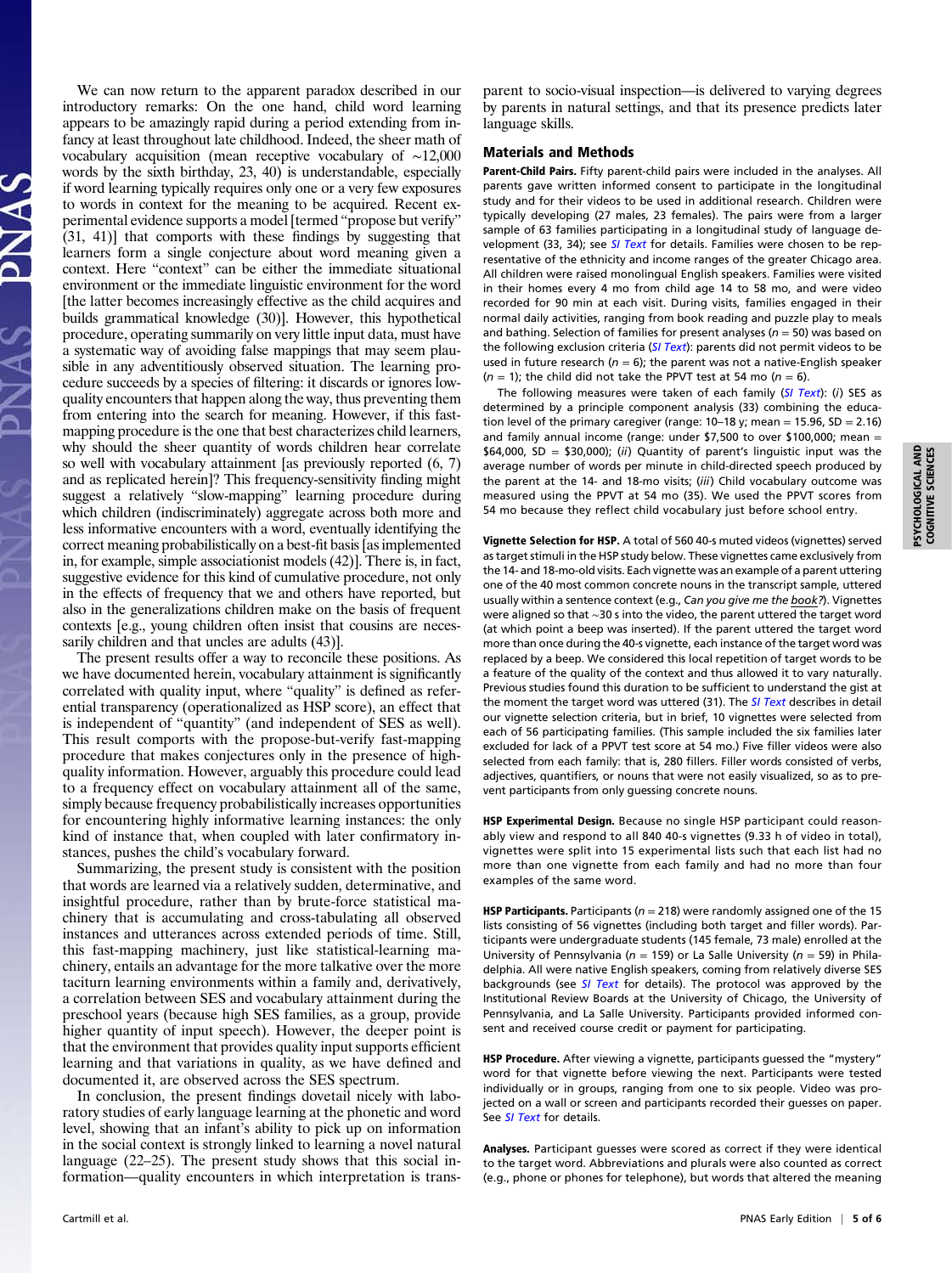We can now return to the apparent paradox described in our introductory remarks: On the one hand, child word learning appears to be amazingly rapid during a period extending from infancy at least throughout late childhood. Indeed, the sheer math of vocabulary acquisition (mean receptive vocabulary of ~12,000 words by the sixth birthday, 23, 40) is understandable, especially if word learning typically requires only one or a very few exposures to words in context for the meaning to be acquired. Recent experimental evidence supports a model [termed "propose but verify" (31, 41)] that comports with these findings by suggesting that learners form a single conjecture about word meaning given a context. Here "context" can be either the immediate situational environment or the immediate linguistic environment for the word [the latter becomes increasingly effective as the child acquires and builds grammatical knowledge (30)]. However, this hypothetical procedure, operating summarily on very little input data, must have a systematic way of avoiding false mappings that may seem plausible in any adventitiously observed situation. The learning procedure succeeds by a species of filtering: it discards or ignores low-quality encounters that happen along the way, thus preventing them from entering into the search for meaning. However, if this fast-mapping procedure is the one that best characterizes child learners, why should the sheer quantity of words children hear correlate so well with vocabulary attainment [as previously reported (6, 7) and as replicated herein]? This frequency-sensitivity finding might suggest a relatively "slow-mapping" learning procedure during which children (indiscriminately) aggregate across both more and less informative encounters with a word, eventually identifying the correct meaning probabilistically on a best-fit basis [as implemented in, for example, simple associationist models (42)]. There is, in fact, suggestive evidence for this kind of cumulative procedure, not only in the effects of frequency that we and others have reported, but also in the generalizations children make on the basis of frequent contexts [e.g., young children often insist that cousins are necessarily children and that uncles are adults (43)].

The present results offer a way to reconcile these positions. As we have documented herein, vocabulary attainment is significantly correlated with quality input, where "quality" is defined as referential transparency (operationalized as HSP score), an effect that is independent of "quantity" (and independent of SES as well). This result comports with the propose-but-verify fast-mapping procedure that makes conjectures only in the presence of high-quality information. However, arguably this procedure could lead to a frequency effect on vocabulary attainment all of the same, simply because frequency probabilistically increases opportunities for encountering highly informative learning instances: the only kind of instance that, when coupled with later confirmatory instances, pushes the child's vocabulary forward.

Summarizing, the present study is consistent with the position that words are learned via a relatively sudden, determinative, and insightful procedure, rather than by brute-force statistical machinery that is accumulating and cross-tabulating all observed instances and utterances across extended periods of time. Still, this fast-mapping machinery, just like statistical-learning machinery, entails an advantage for the more talkative over the more taciturn learning environments within a family and, derivatively, a correlation between SES and vocabulary attainment during the preschool years (because high SES families, as a group, provide higher quantity of input speech). However, the deeper point is that the environment that provides quality input supports efficient learning and that variations in quality, as we have defined and documented it, are observed across the SES spectrum.

In conclusion, the present findings dovetail nicely with laboratory studies of early language learning at the phonetic and word level, showing that an infant's ability to pick up on information in the social context is strongly linked to learning a novel natural language (22–25). The present study shows that this social information—quality encounters in which interpretation is transparent to socio-visual inspection—is delivered to varying degrees by parents in natural settings, and that its presence predicts later language skills.

## Materials and Methods

**Parent-Child Pairs.** Fifty parent-child pairs were included in the analyses. All parents gave written informed consent to participate in the longitudinal study and for their videos to be used in additional research. Children were typically developing (27 males, 23 females). The pairs were from a larger sample of 63 families participating in a longitudinal study of language development (33, 34); see *SI Text* for details. Families were chosen to be representative of the ethnicity and income ranges of the greater Chicago area. All children were raised monolingual English speakers. Families were visited in their homes every 4 mo from child age 14 to 58 mo, and were video recorded for 90 min at each visit. During visits, families engaged in their normal daily activities, ranging from book reading and puzzle play to meals and bathing. Selection of families for present analyses ($n = 50$) was based on the following exclusion criteria (*SI Text*): parents did not permit videos to be used in future research ($n = 6$); the parent was not a native-English speaker ($n = 1$); the child did not take the PPVT test at 54 mo ($n = 6$).

The following measures were taken of each family (*SI Text*): (*i*) SES as determined by a principle component analysis (33) combining the education level of the primary caregiver (range: 10–18 y; mean = 15.96, SD = 2.16) and family annual income (range: under \$7,500 to over \$100,000; mean = \$64,000, SD = \$30,000); (*ii*) Quantity of parent's linguistic input was the average number of words per minute in child-directed speech produced by the parent at the 14- and 18-mo visits; (*iii*) Child vocabulary outcome was measured using the PPVT at 54 mo (35). We used the PPVT scores from 54 mo because they reflect child vocabulary just before school entry.

**Vignette Selection for HSP.** A total of 560 40-s muted videos (vignettes) served as target stimuli in the HSP study below. These vignettes came exclusively from the 14- and 18-mo-old visits. Each vignette was an example of a parent uttering one of the 40 most common concrete nouns in the transcript sample, uttered usually within a sentence context (e.g., *Can you give me the book?*). Vignettes were aligned so that ~30 s into the video, the parent uttered the target word (at which point a beep was inserted). If the parent uttered the target word more than once during the 40-s vignette, each instance of the target word was replaced by a beep. We considered this local repetition of target words to be a feature of the quality of the context and thus allowed it to vary naturally. Previous studies found this duration to be sufficient to understand the gist at the moment the target word was uttered (31). The *SI Text* describes in detail our vignette selection criteria, but in brief, 10 vignettes were selected from each of 56 participating families. (This sample included the six families later excluded for lack of a PPVT test score at 54 mo.) Five filler videos were also selected from each family: that is, 280 fillers. Filler words consisted of verbs, adjectives, quantifiers, or nouns that were not easily visualized, so as to prevent participants from only guessing concrete nouns.

**HSP Experimental Design.** Because no single HSP participant could reasonably view and respond to all 840 40-s vignettes (9.33 h of video in total), vignettes were split into 15 experimental lists such that each list had no more than one vignette from each family and had no more than four examples of the same word.

**HSP Participants.** Participants ($n = 218$) were randomly assigned one of the 15 lists consisting of 56 vignettes (including both target and filler words). Participants were undergraduate students (145 female, 73 male) enrolled at the University of Pennsylvania ($n = 159$) or La Salle University ($n = 59$) in Philadelphia. All were native English speakers, coming from relatively diverse SES backgrounds (see *SI Text* for details). The protocol was approved by the Institutional Review Boards at the University of Chicago, the University of Pennsylvania, and La Salle University. Participants provided informed consent and received course credit or payment for participating.

**HSP Procedure.** After viewing a vignette, participants guessed the "mystery" word for that vignette before viewing the next. Participants were tested individually or in groups, ranging from one to six people. Video was projected on a wall or screen and participants recorded their guesses on paper. See *SI Text* for details.

**Analyses.** Participant guesses were scored as correct if they were identical to the target word. Abbreviations and plurals were also counted as correct (e.g., phone or phones for telephone), but words that altered the meaning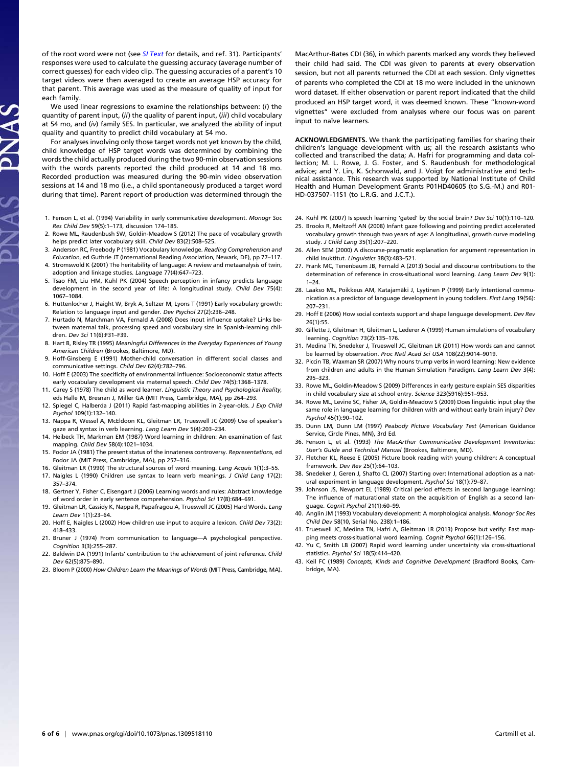of the root word were not (see *SI Text* for details, and ref. 31). Participants' responses were used to calculate the guessing accuracy (average number of correct guesses) for each video clip. The guessing accuracies of a parent's 10 target videos were then averaged to create an average HSP accuracy for that parent. This average was used as the measure of quality of input for each family.

We used linear regressions to examine the relationships between: (*i*) the quantity of parent input, (*ii*) the quality of parent input, (*iii*) child vocabulary at 54 mo, and (*iv*) family SES. In particular, we analyzed the ability of input quality and quantity to predict child vocabulary at 54 mo.

For analyses involving only those target words not yet known by the child, child knowledge of HSP target words was determined by combining the words the child actually produced during the two 90-min observation sessions with the words parents reported the child produced at 14 and 18 mo. Recorded production was measured during the 90-min video observation sessions at 14 and 18 mo (i.e., a child spontaneously produced a target word during that time). Parent report of production was determined through the MacArthur-Bates CDI (36), in which parents marked any words they believed their child had said. The CDI was given to parents at every observation session, but not all parents returned the CDI at each session. Only vignettes of parents who completed the CDI at 18 mo were included in the unknown word dataset. If either observation or parent report indicated that the child produced an HSP target word, it was deemed known. These "known-word vignettes" were excluded from analyses where our focus was on parent input to naïve learners.

**ACKNOWLEDGMENTS.** We thank the participating families for sharing their children's language development with us; all the research assistants who collected and transcribed the data; A. Hafri for programming and data collection; M. L. Rowe, J. G. Foster, and S. Raudenbush for methodological advice; and Y. Lin, K. Schonwald, and J. Voigt for administrative and technical assistance. This research was supported by National Institute of Child Health and Human Development Grants P01HD40605 (to S.G.-M.) and R01-HD-037507-11S1 (to L.R.G. and J.C.T.).

1. Fenson L, et al. (1994) Variability in early communicative development. *Monogr Soc Res Child Dev* 59(5):1–173, discussion 174–185.
2. Rowe ML, Raudenbush SW, Goldin-Meadow S (2012) The pace of vocabulary growth helps predict later vocabulary skill. *Child Dev* 83(2):508–525.
3. Anderson RC, Freebody P (1981) Vocabulary knowledge. *Reading Comprehension and Education*, ed Guthrie JT (International Reading Association, Newark, DE), pp 77–117.
4. Stromswold K (2001) The heritability of language: A review and metaanalysis of twin, adoption and linkage studies. *Language* 77(4):647–723.
5. Tsao FM, Liu HM, Kuhl PK (2004) Speech perception in infancy predicts language development in the second year of life: A longitudinal study. *Child Dev* 75(4): 1067–1084.
6. Huttenlocher J, Haight W, Bryk A, Seltzer M, Lyons T (1991) Early vocabulary growth: Relation to language input and gender. *Dev Psychol* 27(2):236–248.
7. Hurtado N, Marchman VA, Fernald A (2008) Does input influence uptake? Links between maternal talk, processing speed and vocabulary size in Spanish-learning children. *Dev Sci* 11(6):F31–F39.
8. Hart B, Risley TR (1995) *Meaningful Differences in the Everyday Experiences of Young American Children* (Brookes, Baltimore, MD).
9. Hoff-Ginsberg E (1991) Mother-child conversation in different social classes and communicative settings. *Child Dev* 62(4):782–796.
10. Hoff E (2003) The specificity of environmental influence: Socioeconomic status affects early vocabulary development via maternal speech. *Child Dev* 74(5):1368–1378.
11. Carey S (1978) The child as word learner. *Linguistic Theory and Psychological Reality*, eds Halle M, Bresnan J, Miller GA (MIT Press, Cambridge, MA), pp 264–293.
12. Spiegel C, Halberda J (2011) Rapid fast-mapping abilities in 2-year-olds. *J Exp Child Psychol* 109(1):132–140.
13. Nappa R, Wessel A, McEldoon KL, Gleitman LR, Trueswell JC (2009) Use of speaker's gaze and syntax in verb learning. *Lang Learn Dev* 5(4):203–234.
14. Heibeck TH, Markman EM (1987) Word learning in children: An examination of fast mapping. *Child Dev* 58(4):1021–1034.
15. Fodor JA (1981) The present status of the innateness controversy. *Representations*, ed Fodor JA (MIT Press, Cambridge, MA), pp 257–316.
16. Gleitman LR (1990) The structural sources of word meaning. *Lang Acquis* 1(1):3–55.
17. Naigles L (1990) Children use syntax to learn verb meanings. *J Child Lang* 17(2): 357–374.
18. Gertner Y, Fisher C, Eisengart J (2006) Learning words and rules: Abstract knowledge of word order in early sentence comprehension. *Psychol Sci* 17(8):684–691.
19. Gleitman LR, Cassidy K, Nappa R, Papafragou A, Trueswell JC (2005) Hard Words. *Lang Learn Dev* 1(1):23–64.
20. Hoff E, Naigles L (2002) How children use input to acquire a lexicon. *Child Dev* 73(2): 418–433.
21. Bruner J (1974) From communication to language—A psychological perspective. *Cognition* 3(3):255–287.
22. Baldwin DA (1991) Infants' contribution to the achievement of joint reference. *Child Dev* 62(5):875–890.
23. Bloom P (2000) *How Children Learn the Meanings of Words* (MIT Press, Cambridge, MA).
24. Kuhl PK (2007) Is speech learning 'gated' by the social brain? *Dev Sci* 10(1):110–120.
25. Brooks R, Meltzoff AN (2008) Infant gaze following and pointing predict accelerated vocabulary growth through two years of age: A longitudinal, growth curve modeling study. *J Child Lang* 35(1):207–220.
26. Allen SEM (2000) A discourse-pragmatic explanation for argument representation in child Inuktitut. *Linguistics* 38(3):483–521.
27. Frank MC, Tenenbaum JB, Fernald A (2013) Social and discourse contributions to the determination of reference in cross-situational word learning. *Lang Learn Dev* 9(1): 1–24.
28. Laakso ML, Poikkeus AM, Katajamäki J, Lyytinen P (1999) Early intentional communication as a predictor of language development in young toddlers. *First Lang* 19(56): 207–231.
29. Hoff E (2006) How social contexts support and shape language development. *Dev Rev* 26(1):55.
30. Gillette J, Gleitman H, Gleitman L, Lederer A (1999) Human simulations of vocabulary learning. *Cognition* 73(2):135–176.
31. Medina TN, Snedeker J, Trueswell JC, Gleitman LR (2011) How words can and cannot be learned by observation. *Proc Natl Acad Sci USA* 108(22):9014–9019.
32. Piccin TB, Waxman SR (2007) Why nouns trump verbs in word learning: New evidence from children and adults in the Human Simulation Paradigm. *Lang Learn Dev* 3(4): 295–323.
33. Rowe ML, Goldin-Meadow S (2009) Differences in early gesture explain SES disparities in child vocabulary size at school entry. *Science* 323(5916):951–953.
34. Rowe ML, Levine SC, Fisher JA, Goldin-Meadow S (2009) Does linguistic input play the same role in language learning for children with and without early brain injury? *Dev Psychol* 45(1):90–102.
35. Dunn LM, Dunn LM (1997) *Peabody Picture Vocabulary Test* (American Guidance Service, Circle Pines, MN), 3rd Ed.
36. Fenson L, et al. (1993) *The MacArthur Communicative Development Inventories: User's Guide and Technical Manual* (Brookes, Baltimore, MD).
37. Fletcher KL, Reese E (2005) Picture book reading with young children: A conceptual framework. *Dev Rev* 25(1):64–103.
38. Snedeker J, Geren J, Shafto CL (2007) Starting over: International adoption as a natural experiment in language development. *Psychol Sci* 18(1):79–87.
39. Johnson JS, Newport EL (1989) Critical period effects in second language learning: The influence of maturational state on the acquisition of English as a second language. *Cognit Psychol* 21(1):60–99.
40. Anglin JM (1993) Vocabulary development: A morphological analysis. *Monogr Soc Res Child Dev* 58(10, Serial No. 238):1–186.
41. Trueswell JC, Medina TN, Hafri A, Gleitman LR (2013) Propose but verify: Fast mapping meets cross-situational word learning. *Cognit Psychol* 66(1):126–156.
42. Yu C, Smith LB (2007) Rapid word learning under uncertainty via cross-situational statistics. *Psychol Sci* 18(5):414–420.
43. Keil FC (1989) *Concepts, Kinds and Cognitive Development* (Bradford Books, Cambridge, MA).